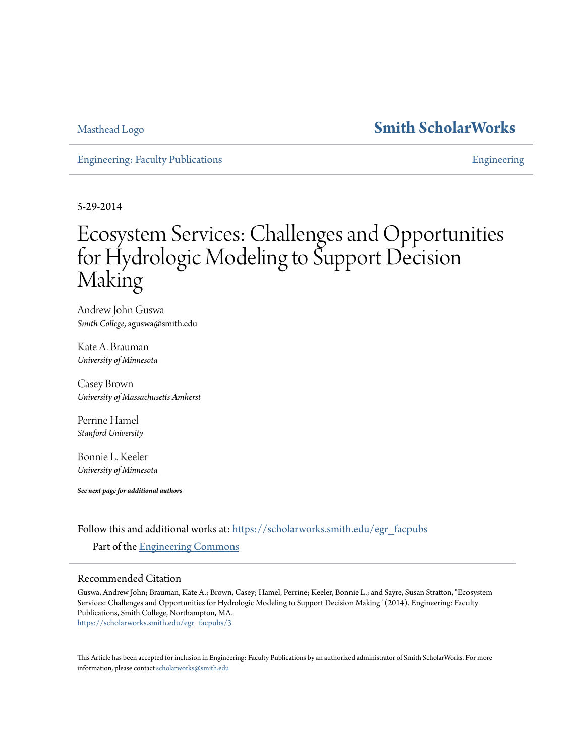Masthead Logo

**Smith ScholarWorks**

Engineering: Faculty Publications | Engineering

5-29-2014

# Ecosystem Services: Challenges and Opportunities for Hydrologic Modeling to Support Decision Making

Andrew John Guswa
*Smith College*, aguswa@smith.edu

Kate A. Brauman
*University of Minnesota*

Casey Brown
*University of Massachusetts Amherst*

Perrine Hamel
*Stanford University*

Bonnie L. Keeler
*University of Minnesota*

***See next page for additional authors***

Follow this and additional works at: https://scholarworks.smith.edu/egr_facpubs

Part of the Engineering Commons

## Recommended Citation

Guswa, Andrew John; Brauman, Kate A.; Brown, Casey; Hamel, Perrine; Keeler, Bonnie L.; and Sayre, Susan Stratton, "Ecosystem Services: Challenges and Opportunities for Hydrologic Modeling to Support Decision Making" (2014). Engineering: Faculty Publications, Smith College, Northampton, MA.
https://scholarworks.smith.edu/egr_facpubs/3

This Article has been accepted for inclusion in Engineering: Faculty Publications by an authorized administrator of Smith ScholarWorks. For more information, please contact scholarworks@smith.edu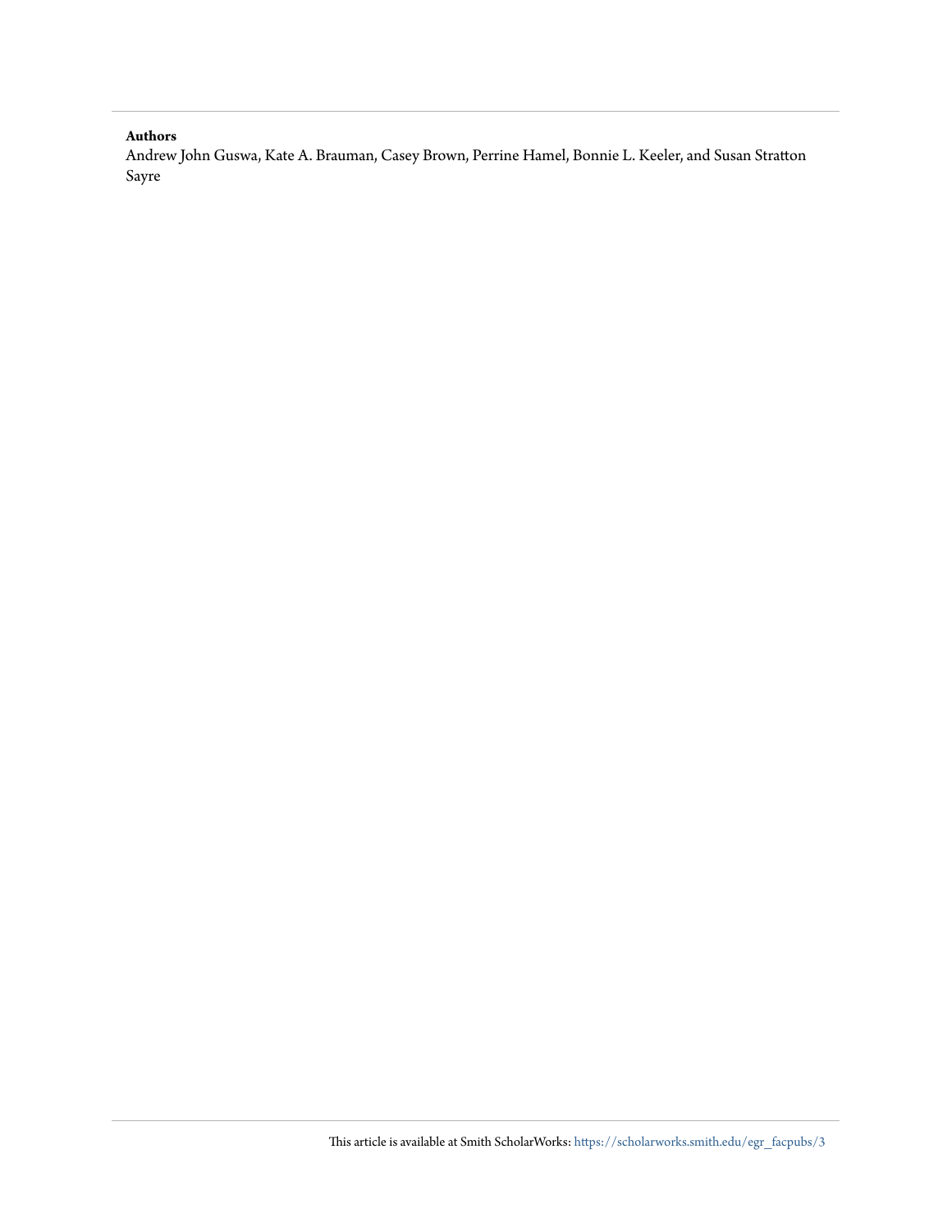**Authors**

Andrew John Guswa, Kate A. Brauman, Casey Brown, Perrine Hamel, Bonnie L. Keeler, and Susan Stratton Sayre

This article is available at Smith ScholarWorks: https://scholarworks.smith.edu/egr_facpubs/3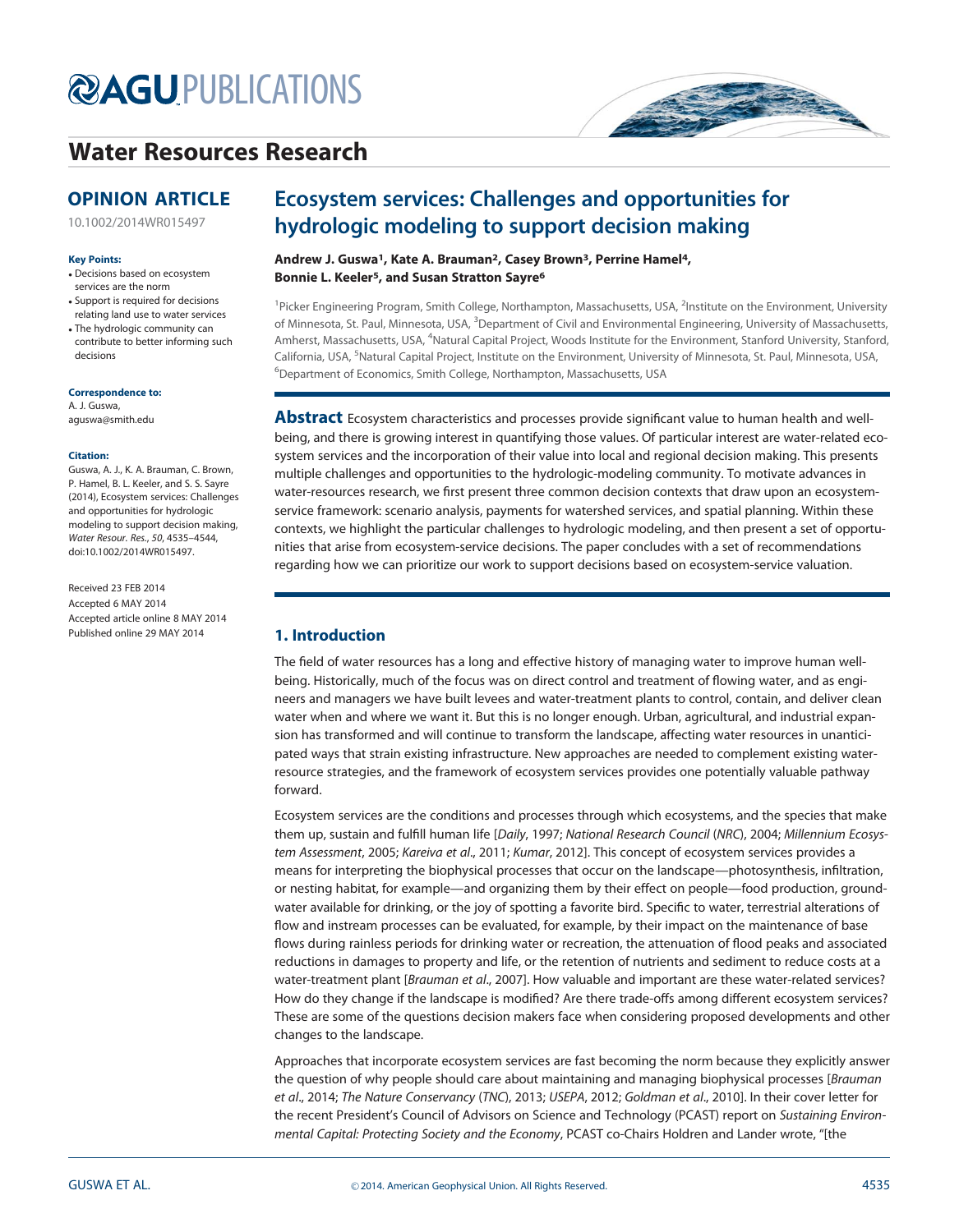# Water Resources Research

## OPINION ARTICLE

10.1002/2014WR015497

**Key Points:**

- Decisions based on ecosystem services are the norm
- Support is required for decisions relating land use to water services
- The hydrologic community can contribute to better informing such decisions

**Correspondence to:**

A. J. Guswa,
aguswa@smith.edu

**Citation:**

Guswa, A. J., K. A. Brauman, C. Brown, P. Hamel, B. L. Keeler, and S. S. Sayre (2014), Ecosystem services: Challenges and opportunities for hydrologic modeling to support decision making, *Water Resour. Res.*, *50*, 4535–4544, doi:10.1002/2014WR015497.

Received 23 FEB 2014
Accepted 6 MAY 2014
Accepted article online 8 MAY 2014
Published online 29 MAY 2014

# Ecosystem services: Challenges and opportunities for hydrologic modeling to support decision making

**Andrew J. Guswa[1], Kate A. Brauman[2], Casey Brown[3], Perrine Hamel[4], Bonnie L. Keeler[5], and Susan Stratton Sayre[6]**

[1]Picker Engineering Program, Smith College, Northampton, Massachusetts, USA, [2]Institute on the Environment, University of Minnesota, St. Paul, Minnesota, USA, [3]Department of Civil and Environmental Engineering, University of Massachusetts, Amherst, Massachusetts, USA, [4]Natural Capital Project, Woods Institute for the Environment, Stanford University, Stanford, California, USA, [5]Natural Capital Project, Institute on the Environment, University of Minnesota, St. Paul, Minnesota, USA, [6]Department of Economics, Smith College, Northampton, Massachusetts, USA

**Abstract** Ecosystem characteristics and processes provide significant value to human health and well-being, and there is growing interest in quantifying those values. Of particular interest are water-related ecosystem services and the incorporation of their value into local and regional decision making. This presents multiple challenges and opportunities to the hydrologic-modeling community. To motivate advances in water-resources research, we first present three common decision contexts that draw upon an ecosystem-service framework: scenario analysis, payments for watershed services, and spatial planning. Within these contexts, we highlight the particular challenges to hydrologic modeling, and then present a set of opportunities that arise from ecosystem-service decisions. The paper concludes with a set of recommendations regarding how we can prioritize our work to support decisions based on ecosystem-service valuation.

## 1. Introduction

The field of water resources has a long and effective history of managing water to improve human well-being. Historically, much of the focus was on direct control and treatment of flowing water, and as engineers and managers we have built levees and water-treatment plants to control, contain, and deliver clean water when and where we want it. But this is no longer enough. Urban, agricultural, and industrial expansion has transformed and will continue to transform the landscape, affecting water resources in unanticipated ways that strain existing infrastructure. New approaches are needed to complement existing water-resource strategies, and the framework of ecosystem services provides one potentially valuable pathway forward.

Ecosystem services are the conditions and processes through which ecosystems, and the species that make them up, sustain and fulfill human life [*Daily*, 1997; *National Research Council* (*NRC*), 2004; *Millennium Ecosystem Assessment*, 2005; *Kareiva et al*., 2011; *Kumar*, 2012]. This concept of ecosystem services provides a means for interpreting the biophysical processes that occur on the landscape—photosynthesis, infiltration, or nesting habitat, for example—and organizing them by their effect on people—food production, groundwater available for drinking, or the joy of spotting a favorite bird. Specific to water, terrestrial alterations of flow and instream processes can be evaluated, for example, by their impact on the maintenance of base flows during rainless periods for drinking water or recreation, the attenuation of flood peaks and associated reductions in damages to property and life, or the retention of nutrients and sediment to reduce costs at a water-treatment plant [*Brauman et al*., 2007]. How valuable and important are these water-related services? How do they change if the landscape is modified? Are there trade-offs among different ecosystem services? These are some of the questions decision makers face when considering proposed developments and other changes to the landscape.

Approaches that incorporate ecosystem services are fast becoming the norm because they explicitly answer the question of why people should care about maintaining and managing biophysical processes [*Brauman et al*., 2014; *The Nature Conservancy* (*TNC*), 2013; *USEPA*, 2012; *Goldman et al*., 2010]. In their cover letter for the recent President's Council of Advisors on Science and Technology (PCAST) report on *Sustaining Environmental Capital: Protecting Society and the Economy*, PCAST co-Chairs Holdren and Lander wrote, "[the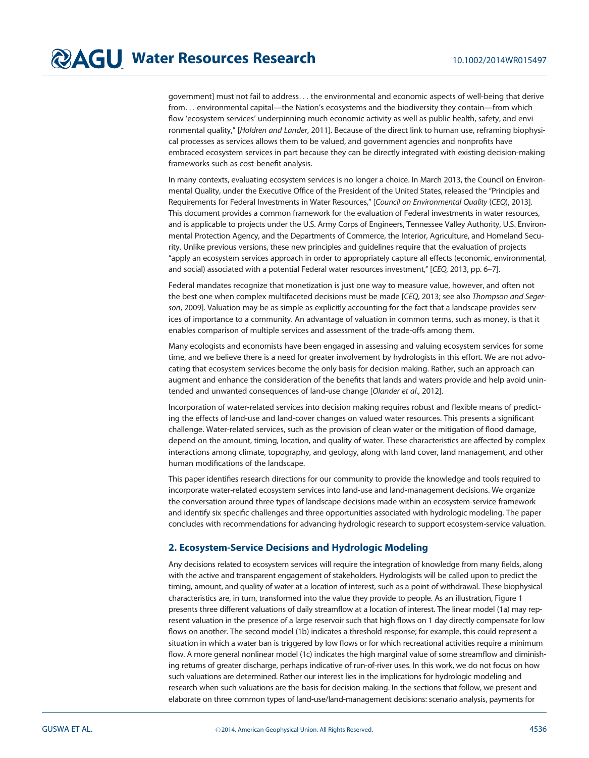government] must not fail to address. . . the environmental and economic aspects of well-being that derive from. . . environmental capital—the Nation's ecosystems and the biodiversity they contain—from which flow 'ecosystem services' underpinning much economic activity as well as public health, safety, and environmental quality," [*Holdren and Lander*, 2011]. Because of the direct link to human use, reframing biophysical processes as services allows them to be valued, and government agencies and nonprofits have embraced ecosystem services in part because they can be directly integrated with existing decision-making frameworks such as cost-benefit analysis.

In many contexts, evaluating ecosystem services is no longer a choice. In March 2013, the Council on Environmental Quality, under the Executive Office of the President of the United States, released the "Principles and Requirements for Federal Investments in Water Resources," [*Council on Environmental Quality* (*CEQ*), 2013]. This document provides a common framework for the evaluation of Federal investments in water resources, and is applicable to projects under the U.S. Army Corps of Engineers, Tennessee Valley Authority, U.S. Environmental Protection Agency, and the Departments of Commerce, the Interior, Agriculture, and Homeland Security. Unlike previous versions, these new principles and guidelines require that the evaluation of projects "apply an ecosystem services approach in order to appropriately capture all effects (economic, environmental, and social) associated with a potential Federal water resources investment," [*CEQ*, 2013, pp. 6–7].

Federal mandates recognize that monetization is just one way to measure value, however, and often not the best one when complex multifaceted decisions must be made [*CEQ*, 2013; see also *Thompson and Segerson*, 2009]. Valuation may be as simple as explicitly accounting for the fact that a landscape provides services of importance to a community. An advantage of valuation in common terms, such as money, is that it enables comparison of multiple services and assessment of the trade-offs among them.

Many ecologists and economists have been engaged in assessing and valuing ecosystem services for some time, and we believe there is a need for greater involvement by hydrologists in this effort. We are not advocating that ecosystem services become the only basis for decision making. Rather, such an approach can augment and enhance the consideration of the benefits that lands and waters provide and help avoid unintended and unwanted consequences of land-use change [*Olander et al*., 2012].

Incorporation of water-related services into decision making requires robust and flexible means of predicting the effects of land-use and land-cover changes on valued water resources. This presents a significant challenge. Water-related services, such as the provision of clean water or the mitigation of flood damage, depend on the amount, timing, location, and quality of water. These characteristics are affected by complex interactions among climate, topography, and geology, along with land cover, land management, and other human modifications of the landscape.

This paper identifies research directions for our community to provide the knowledge and tools required to incorporate water-related ecosystem services into land-use and land-management decisions. We organize the conversation around three types of landscape decisions made within an ecosystem-service framework and identify six specific challenges and three opportunities associated with hydrologic modeling. The paper concludes with recommendations for advancing hydrologic research to support ecosystem-service valuation.

## 2. Ecosystem-Service Decisions and Hydrologic Modeling

Any decisions related to ecosystem services will require the integration of knowledge from many fields, along with the active and transparent engagement of stakeholders. Hydrologists will be called upon to predict the timing, amount, and quality of water at a location of interest, such as a point of withdrawal. These biophysical characteristics are, in turn, transformed into the value they provide to people. As an illustration, Figure 1 presents three different valuations of daily streamflow at a location of interest. The linear model (1a) may represent valuation in the presence of a large reservoir such that high flows on 1 day directly compensate for low flows on another. The second model (1b) indicates a threshold response; for example, this could represent a situation in which a water ban is triggered by low flows or for which recreational activities require a minimum flow. A more general nonlinear model (1c) indicates the high marginal value of some streamflow and diminishing returns of greater discharge, perhaps indicative of run-of-river uses. In this work, we do not focus on how such valuations are determined. Rather our interest lies in the implications for hydrologic modeling and research when such valuations are the basis for decision making. In the sections that follow, we present and elaborate on three common types of land-use/land-management decisions: scenario analysis, payments for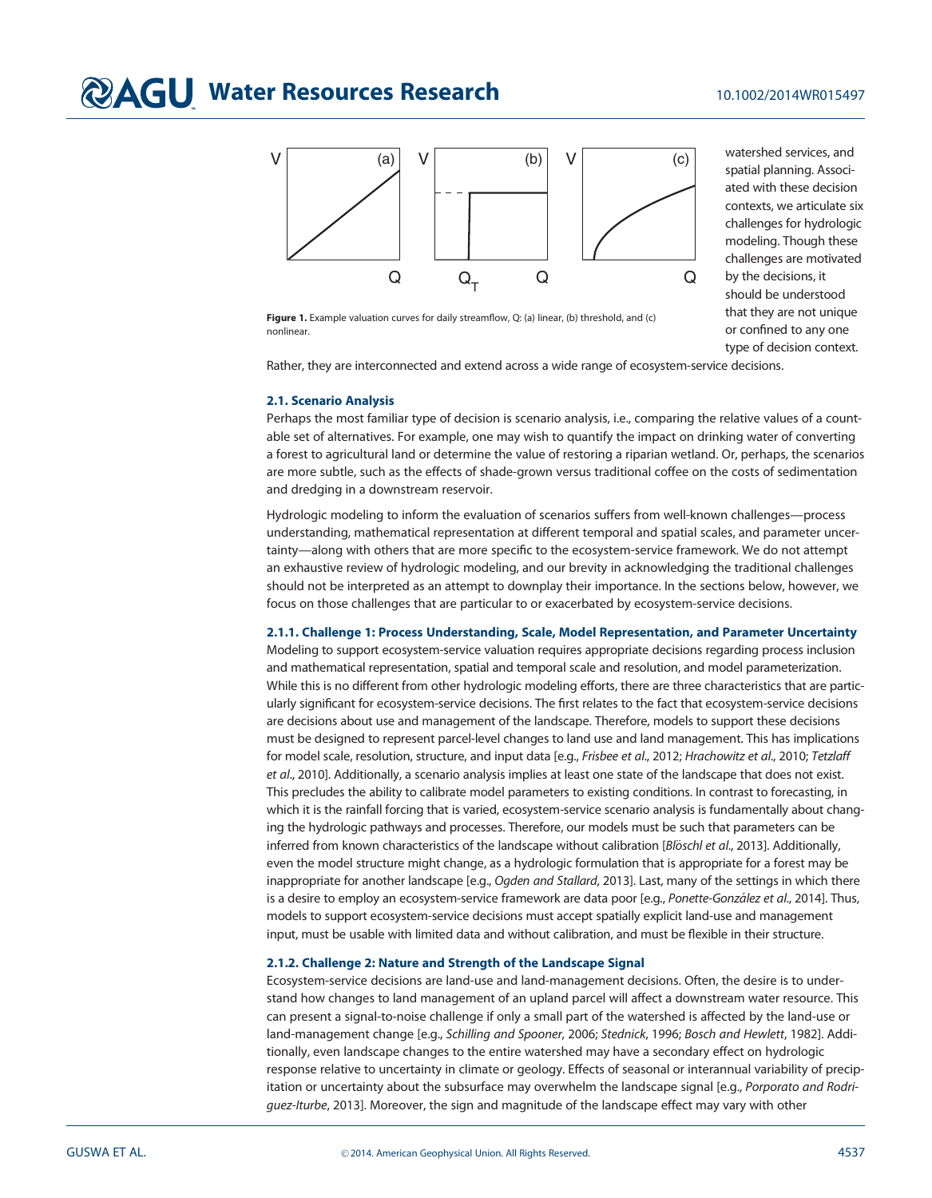Figure 1. Example valuation curves for daily streamflow, Q: (a) linear, (b) threshold, and (c) nonlinear.

watershed services, and spatial planning. Associated with these decision contexts, we articulate six challenges for hydrologic modeling. Though these challenges are motivated by the decisions, it should be understood that they are not unique or confined to any one type of decision context. Rather, they are interconnected and extend across a wide range of ecosystem-service decisions.

### 2.1. Scenario Analysis

Perhaps the most familiar type of decision is scenario analysis, i.e., comparing the relative values of a countable set of alternatives. For example, one may wish to quantify the impact on drinking water of converting a forest to agricultural land or determine the value of restoring a riparian wetland. Or, perhaps, the scenarios are more subtle, such as the effects of shade-grown versus traditional coffee on the costs of sedimentation and dredging in a downstream reservoir.

Hydrologic modeling to inform the evaluation of scenarios suffers from well-known challenges—process understanding, mathematical representation at different temporal and spatial scales, and parameter uncertainty—along with others that are more specific to the ecosystem-service framework. We do not attempt an exhaustive review of hydrologic modeling, and our brevity in acknowledging the traditional challenges should not be interpreted as an attempt to downplay their importance. In the sections below, however, we focus on those challenges that are particular to or exacerbated by ecosystem-service decisions.

#### 2.1.1. Challenge 1: Process Understanding, Scale, Model Representation, and Parameter Uncertainty

Modeling to support ecosystem-service valuation requires appropriate decisions regarding process inclusion and mathematical representation, spatial and temporal scale and resolution, and model parameterization. While this is no different from other hydrologic modeling efforts, there are three characteristics that are particularly significant for ecosystem-service decisions. The first relates to the fact that ecosystem-service decisions are decisions about use and management of the landscape. Therefore, models to support these decisions must be designed to represent parcel-level changes to land use and land management. This has implications for model scale, resolution, structure, and input data [e.g., *Frisbee et al*., 2012; *Hrachowitz et al*., 2010; *Tetzlaff et al*., 2010]. Additionally, a scenario analysis implies at least one state of the landscape that does not exist. This precludes the ability to calibrate model parameters to existing conditions. In contrast to forecasting, in which it is the rainfall forcing that is varied, ecosystem-service scenario analysis is fundamentally about changing the hydrologic pathways and processes. Therefore, our models must be such that parameters can be inferred from known characteristics of the landscape without calibration [*Blöschl et al*., 2013]. Additionally, even the model structure might change, as a hydrologic formulation that is appropriate for a forest may be inappropriate for another landscape [e.g., *Ogden and Stallard*, 2013]. Last, many of the settings in which there is a desire to employ an ecosystem-service framework are data poor [e.g., *Ponette-González et al*., 2014]. Thus, models to support ecosystem-service decisions must accept spatially explicit land-use and management input, must be usable with limited data and without calibration, and must be flexible in their structure.

#### 2.1.2. Challenge 2: Nature and Strength of the Landscape Signal

Ecosystem-service decisions are land-use and land-management decisions. Often, the desire is to understand how changes to land management of an upland parcel will affect a downstream water resource. This can present a signal-to-noise challenge if only a small part of the watershed is affected by the land-use or land-management change [e.g., *Schilling and Spooner*, 2006; *Stednick*, 1996; *Bosch and Hewlett*, 1982]. Additionally, even landscape changes to the entire watershed may have a secondary effect on hydrologic response relative to uncertainty in climate or geology. Effects of seasonal or interannual variability of precipitation or uncertainty about the subsurface may overwhelm the landscape signal [e.g., *Porporato and Rodriguez-Iturbe*, 2013]. Moreover, the sign and magnitude of the landscape effect may vary with other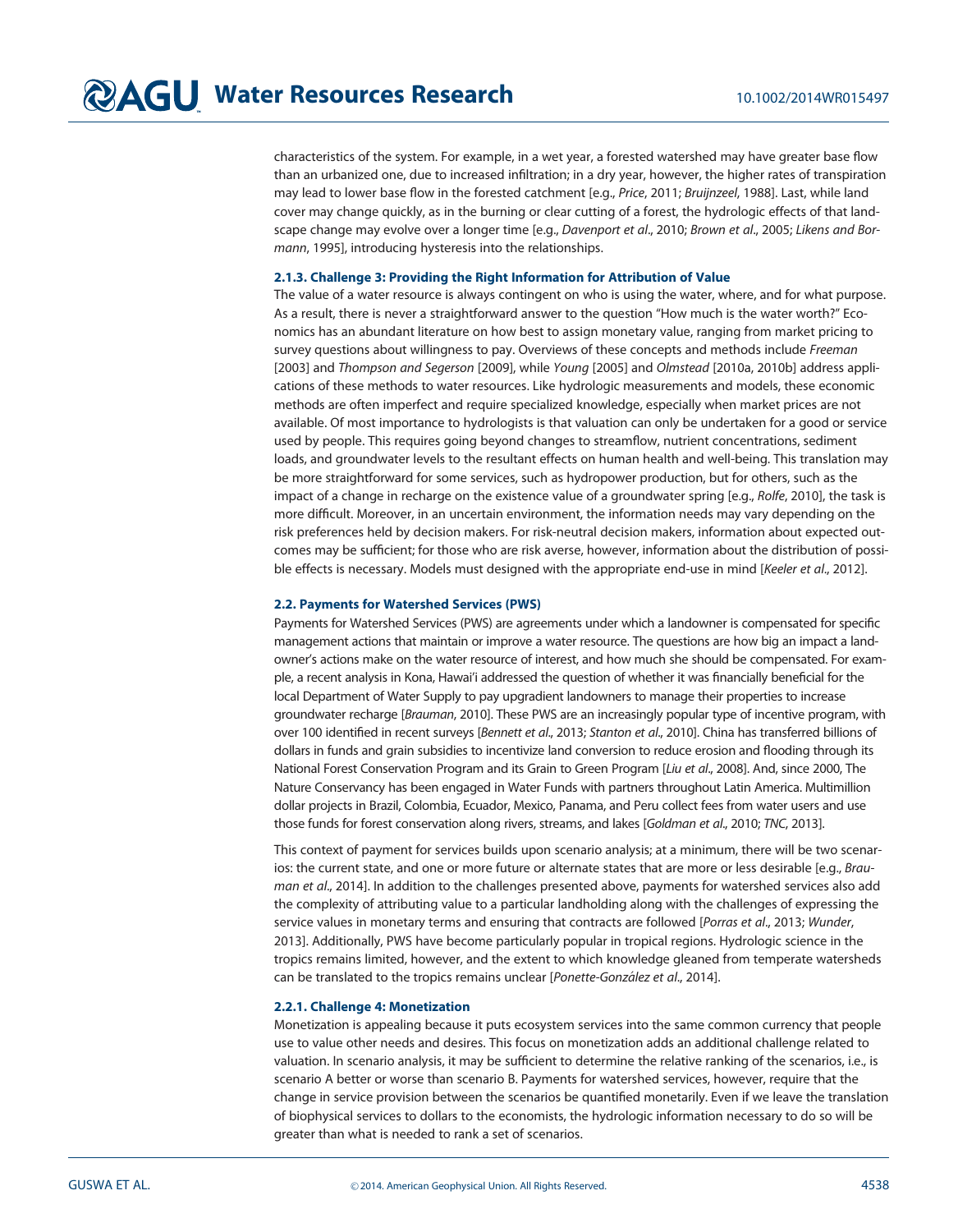characteristics of the system. For example, in a wet year, a forested watershed may have greater base flow than an urbanized one, due to increased infiltration; in a dry year, however, the higher rates of transpiration may lead to lower base flow in the forested catchment [e.g., *Price*, 2011; *Bruijnzeel*, 1988]. Last, while land cover may change quickly, as in the burning or clear cutting of a forest, the hydrologic effects of that landscape change may evolve over a longer time [e.g., *Davenport et al.*, 2010; *Brown et al.*, 2005; *Likens and Bormann*, 1995], introducing hysteresis into the relationships.

#### 2.1.3. Challenge 3: Providing the Right Information for Attribution of Value

The value of a water resource is always contingent on who is using the water, where, and for what purpose. As a result, there is never a straightforward answer to the question "How much is the water worth?" Economics has an abundant literature on how best to assign monetary value, ranging from market pricing to survey questions about willingness to pay. Overviews of these concepts and methods include *Freeman* [2003] and *Thompson and Segerson* [2009], while *Young* [2005] and *Olmstead* [2010a, 2010b] address applications of these methods to water resources. Like hydrologic measurements and models, these economic methods are often imperfect and require specialized knowledge, especially when market prices are not available. Of most importance to hydrologists is that valuation can only be undertaken for a good or service used by people. This requires going beyond changes to streamflow, nutrient concentrations, sediment loads, and groundwater levels to the resultant effects on human health and well-being. This translation may be more straightforward for some services, such as hydropower production, but for others, such as the impact of a change in recharge on the existence value of a groundwater spring [e.g., *Rolfe*, 2010], the task is more difficult. Moreover, in an uncertain environment, the information needs may vary depending on the risk preferences held by decision makers. For risk-neutral decision makers, information about expected outcomes may be sufficient; for those who are risk averse, however, information about the distribution of possible effects is necessary. Models must designed with the appropriate end-use in mind [*Keeler et al.*, 2012].

### 2.2. Payments for Watershed Services (PWS)

Payments for Watershed Services (PWS) are agreements under which a landowner is compensated for specific management actions that maintain or improve a water resource. The questions are how big an impact a landowner's actions make on the water resource of interest, and how much she should be compensated. For example, a recent analysis in Kona, Hawai'i addressed the question of whether it was financially beneficial for the local Department of Water Supply to pay upgradient landowners to manage their properties to increase groundwater recharge [*Brauman*, 2010]. These PWS are an increasingly popular type of incentive program, with over 100 identified in recent surveys [*Bennett et al.*, 2013; *Stanton et al.*, 2010]. China has transferred billions of dollars in funds and grain subsidies to incentivize land conversion to reduce erosion and flooding through its National Forest Conservation Program and its Grain to Green Program [*Liu et al.*, 2008]. And, since 2000, The Nature Conservancy has been engaged in Water Funds with partners throughout Latin America. Multimillion dollar projects in Brazil, Colombia, Ecuador, Mexico, Panama, and Peru collect fees from water users and use those funds for forest conservation along rivers, streams, and lakes [*Goldman et al.*, 2010; *TNC*, 2013].

This context of payment for services builds upon scenario analysis; at a minimum, there will be two scenarios: the current state, and one or more future or alternate states that are more or less desirable [e.g., *Brauman et al.*, 2014]. In addition to the challenges presented above, payments for watershed services also add the complexity of attributing value to a particular landholding along with the challenges of expressing the service values in monetary terms and ensuring that contracts are followed [*Porras et al.*, 2013; *Wunder*, 2013]. Additionally, PWS have become particularly popular in tropical regions. Hydrologic science in the tropics remains limited, however, and the extent to which knowledge gleaned from temperate watersheds can be translated to the tropics remains unclear [*Ponette-González et al.*, 2014].

#### 2.2.1. Challenge 4: Monetization

Monetization is appealing because it puts ecosystem services into the same common currency that people use to value other needs and desires. This focus on monetization adds an additional challenge related to valuation. In scenario analysis, it may be sufficient to determine the relative ranking of the scenarios, i.e., is scenario A better or worse than scenario B. Payments for watershed services, however, require that the change in service provision between the scenarios be quantified monetarily. Even if we leave the translation of biophysical services to dollars to the economists, the hydrologic information necessary to do so will be greater than what is needed to rank a set of scenarios.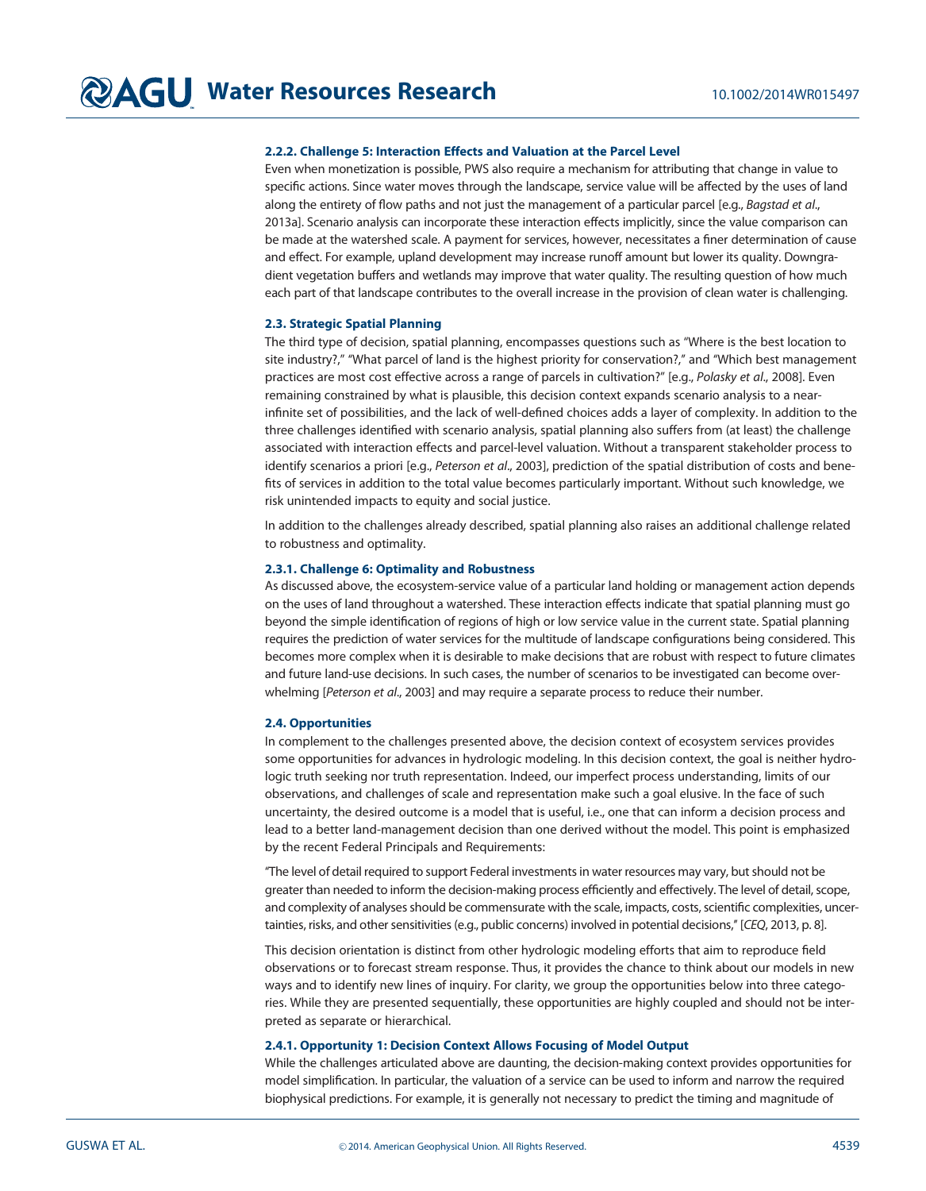#### 2.2.2. Challenge 5: Interaction Effects and Valuation at the Parcel Level

Even when monetization is possible, PWS also require a mechanism for attributing that change in value to specific actions. Since water moves through the landscape, service value will be affected by the uses of land along the entirety of flow paths and not just the management of a particular parcel [e.g., *Bagstad et al.*, 2013a]. Scenario analysis can incorporate these interaction effects implicitly, since the value comparison can be made at the watershed scale. A payment for services, however, necessitates a finer determination of cause and effect. For example, upland development may increase runoff amount but lower its quality. Downgradient vegetation buffers and wetlands may improve that water quality. The resulting question of how much each part of that landscape contributes to the overall increase in the provision of clean water is challenging.

### 2.3. Strategic Spatial Planning

The third type of decision, spatial planning, encompasses questions such as "Where is the best location to site industry?," "What parcel of land is the highest priority for conservation?," and "Which best management practices are most cost effective across a range of parcels in cultivation?" [e.g., *Polasky et al.*, 2008]. Even remaining constrained by what is plausible, this decision context expands scenario analysis to a near-infinite set of possibilities, and the lack of well-defined choices adds a layer of complexity. In addition to the three challenges identified with scenario analysis, spatial planning also suffers from (at least) the challenge associated with interaction effects and parcel-level valuation. Without a transparent stakeholder process to identify scenarios a priori [e.g., *Peterson et al.*, 2003], prediction of the spatial distribution of costs and benefits of services in addition to the total value becomes particularly important. Without such knowledge, we risk unintended impacts to equity and social justice.

In addition to the challenges already described, spatial planning also raises an additional challenge related to robustness and optimality.

#### 2.3.1. Challenge 6: Optimality and Robustness

As discussed above, the ecosystem-service value of a particular land holding or management action depends on the uses of land throughout a watershed. These interaction effects indicate that spatial planning must go beyond the simple identification of regions of high or low service value in the current state. Spatial planning requires the prediction of water services for the multitude of landscape configurations being considered. This becomes more complex when it is desirable to make decisions that are robust with respect to future climates and future land-use decisions. In such cases, the number of scenarios to be investigated can become overwhelming [*Peterson et al.*, 2003] and may require a separate process to reduce their number.

### 2.4. Opportunities

In complement to the challenges presented above, the decision context of ecosystem services provides some opportunities for advances in hydrologic modeling. In this decision context, the goal is neither hydrologic truth seeking nor truth representation. Indeed, our imperfect process understanding, limits of our observations, and challenges of scale and representation make such a goal elusive. In the face of such uncertainty, the desired outcome is a model that is useful, i.e., one that can inform a decision process and lead to a better land-management decision than one derived without the model. This point is emphasized by the recent Federal Principals and Requirements:

"The level of detail required to support Federal investments in water resources may vary, but should not be greater than needed to inform the decision-making process efficiently and effectively. The level of detail, scope, and complexity of analyses should be commensurate with the scale, impacts, costs, scientific complexities, uncertainties, risks, and other sensitivities (e.g., public concerns) involved in potential decisions," [*CEQ*, 2013, p. 8].

This decision orientation is distinct from other hydrologic modeling efforts that aim to reproduce field observations or to forecast stream response. Thus, it provides the chance to think about our models in new ways and to identify new lines of inquiry. For clarity, we group the opportunities below into three categories. While they are presented sequentially, these opportunities are highly coupled and should not be interpreted as separate or hierarchical.

#### 2.4.1. Opportunity 1: Decision Context Allows Focusing of Model Output

While the challenges articulated above are daunting, the decision-making context provides opportunities for model simplification. In particular, the valuation of a service can be used to inform and narrow the required biophysical predictions. For example, it is generally not necessary to predict the timing and magnitude of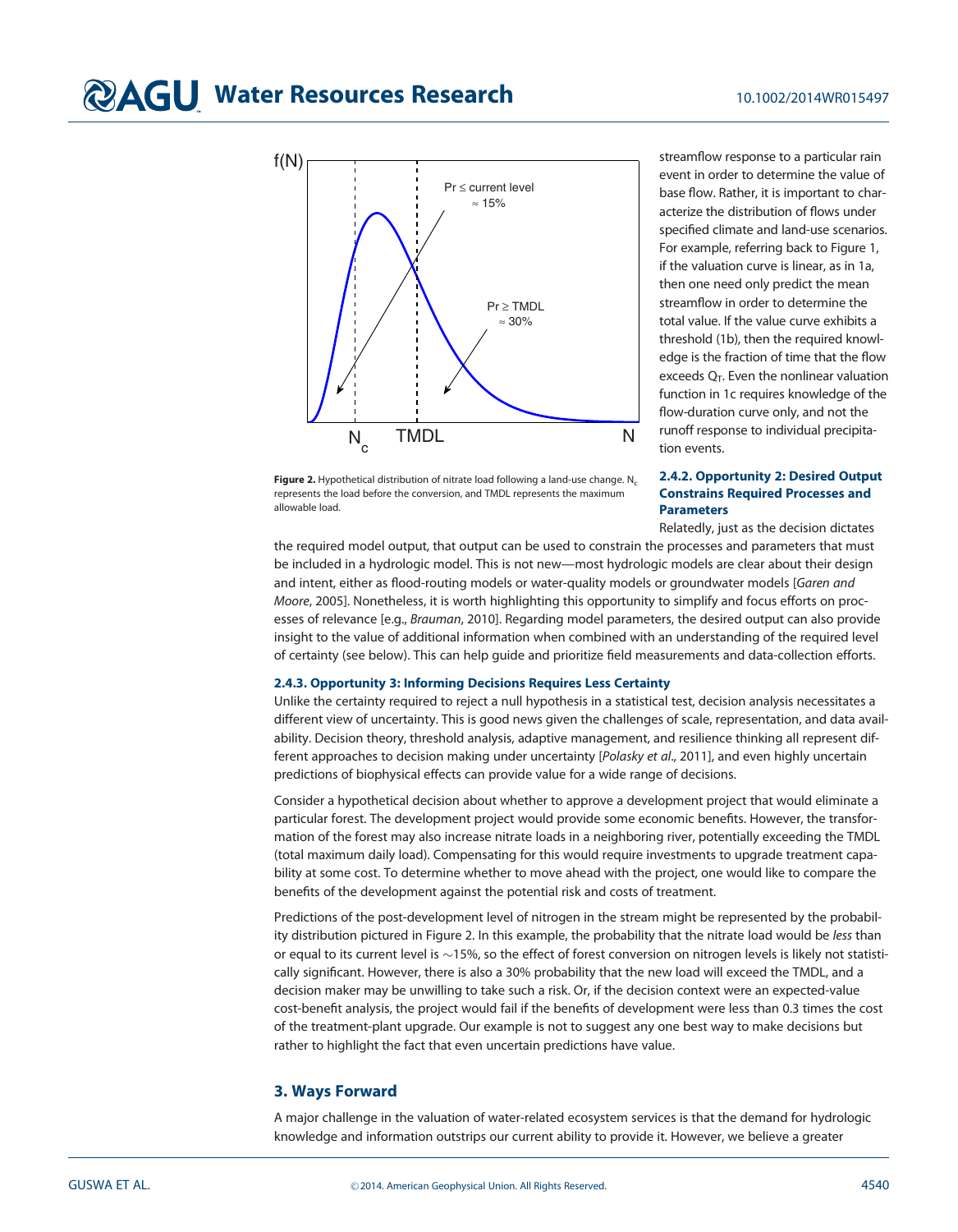streamflow response to a particular rain event in order to determine the value of base flow. Rather, it is important to characterize the distribution of flows under specified climate and land-use scenarios. For example, referring back to Figure 1, if the valuation curve is linear, as in 1a, then one need only predict the mean streamflow in order to determine the total value. If the value curve exhibits a threshold (1b), then the required knowledge is the fraction of time that the flow exceeds $Q_T$. Even the nonlinear valuation function in 1c requires knowledge of the flow-duration curve only, and not the runoff response to individual precipitation events.

**Figure 2.** Hypothetical distribution of nitrate load following a land-use change. $N_c$ represents the load before the conversion, and TMDL represents the maximum allowable load.

#### 2.4.2. Opportunity 2: Desired Output Constrains Required Processes and Parameters

Relatedly, just as the decision dictates the required model output, that output can be used to constrain the processes and parameters that must be included in a hydrologic model. This is not new—most hydrologic models are clear about their design and intent, either as flood-routing models or water-quality models or groundwater models [*Garen and Moore*, 2005]. Nonetheless, it is worth highlighting this opportunity to simplify and focus efforts on processes of relevance [e.g., *Brauman*, 2010]. Regarding model parameters, the desired output can also provide insight to the value of additional information when combined with an understanding of the required level of certainty (see below). This can help guide and prioritize field measurements and data-collection efforts.

#### 2.4.3. Opportunity 3: Informing Decisions Requires Less Certainty

Unlike the certainty required to reject a null hypothesis in a statistical test, decision analysis necessitates a different view of uncertainty. This is good news given the challenges of scale, representation, and data availability. Decision theory, threshold analysis, adaptive management, and resilience thinking all represent different approaches to decision making under uncertainty [*Polasky et al*., 2011], and even highly uncertain predictions of biophysical effects can provide value for a wide range of decisions.

Consider a hypothetical decision about whether to approve a development project that would eliminate a particular forest. The development project would provide some economic benefits. However, the transformation of the forest may also increase nitrate loads in a neighboring river, potentially exceeding the TMDL (total maximum daily load). Compensating for this would require investments to upgrade treatment capability at some cost. To determine whether to move ahead with the project, one would like to compare the benefits of the development against the potential risk and costs of treatment.

Predictions of the post-development level of nitrogen in the stream might be represented by the probability distribution pictured in Figure 2. In this example, the probability that the nitrate load would be *less* than or equal to its current level is ~15%, so the effect of forest conversion on nitrogen levels is likely not statistically significant. However, there is also a 30% probability that the new load will exceed the TMDL, and a decision maker may be unwilling to take such a risk. Or, if the decision context were an expected-value cost-benefit analysis, the project would fail if the benefits of development were less than 0.3 times the cost of the treatment-plant upgrade. Our example is not to suggest any one best way to make decisions but rather to highlight the fact that even uncertain predictions have value.

## 3. Ways Forward

A major challenge in the valuation of water-related ecosystem services is that the demand for hydrologic knowledge and information outstrips our current ability to provide it. However, we believe a greater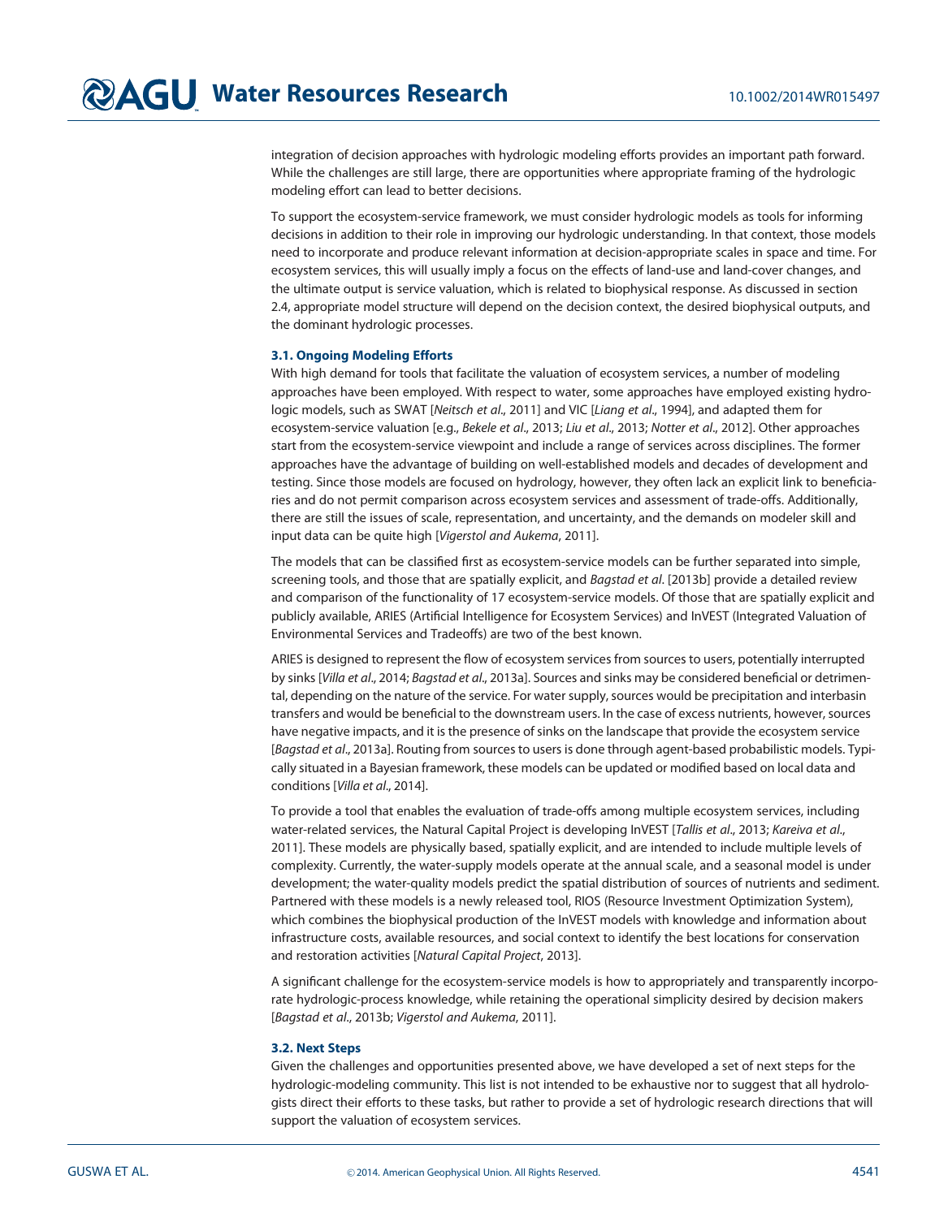integration of decision approaches with hydrologic modeling efforts provides an important path forward. While the challenges are still large, there are opportunities where appropriate framing of the hydrologic modeling effort can lead to better decisions.

To support the ecosystem-service framework, we must consider hydrologic models as tools for informing decisions in addition to their role in improving our hydrologic understanding. In that context, those models need to incorporate and produce relevant information at decision-appropriate scales in space and time. For ecosystem services, this will usually imply a focus on the effects of land-use and land-cover changes, and the ultimate output is service valuation, which is related to biophysical response. As discussed in section 2.4, appropriate model structure will depend on the decision context, the desired biophysical outputs, and the dominant hydrologic processes.

### 3.1. Ongoing Modeling Efforts

With high demand for tools that facilitate the valuation of ecosystem services, a number of modeling approaches have been employed. With respect to water, some approaches have employed existing hydrologic models, such as SWAT [*Neitsch et al.*, 2011] and VIC [*Liang et al.*, 1994], and adapted them for ecosystem-service valuation [e.g., *Bekele et al.*, 2013; *Liu et al.*, 2013; *Notter et al.*, 2012]. Other approaches start from the ecosystem-service viewpoint and include a range of services across disciplines. The former approaches have the advantage of building on well-established models and decades of development and testing. Since those models are focused on hydrology, however, they often lack an explicit link to beneficiaries and do not permit comparison across ecosystem services and assessment of trade-offs. Additionally, there are still the issues of scale, representation, and uncertainty, and the demands on modeler skill and input data can be quite high [*Vigerstol and Aukema*, 2011].

The models that can be classified first as ecosystem-service models can be further separated into simple, screening tools, and those that are spatially explicit, and *Bagstad et al.* [2013b] provide a detailed review and comparison of the functionality of 17 ecosystem-service models. Of those that are spatially explicit and publicly available, ARIES (Artificial Intelligence for Ecosystem Services) and InVEST (Integrated Valuation of Environmental Services and Tradeoffs) are two of the best known.

ARIES is designed to represent the flow of ecosystem services from sources to users, potentially interrupted by sinks [*Villa et al.*, 2014; *Bagstad et al.*, 2013a]. Sources and sinks may be considered beneficial or detrimental, depending on the nature of the service. For water supply, sources would be precipitation and interbasin transfers and would be beneficial to the downstream users. In the case of excess nutrients, however, sources have negative impacts, and it is the presence of sinks on the landscape that provide the ecosystem service [*Bagstad et al.*, 2013a]. Routing from sources to users is done through agent-based probabilistic models. Typically situated in a Bayesian framework, these models can be updated or modified based on local data and conditions [*Villa et al.*, 2014].

To provide a tool that enables the evaluation of trade-offs among multiple ecosystem services, including water-related services, the Natural Capital Project is developing InVEST [*Tallis et al.*, 2013; *Kareiva et al.*, 2011]. These models are physically based, spatially explicit, and are intended to include multiple levels of complexity. Currently, the water-supply models operate at the annual scale, and a seasonal model is under development; the water-quality models predict the spatial distribution of sources of nutrients and sediment. Partnered with these models is a newly released tool, RIOS (Resource Investment Optimization System), which combines the biophysical production of the InVEST models with knowledge and information about infrastructure costs, available resources, and social context to identify the best locations for conservation and restoration activities [*Natural Capital Project*, 2013].

A significant challenge for the ecosystem-service models is how to appropriately and transparently incorporate hydrologic-process knowledge, while retaining the operational simplicity desired by decision makers [*Bagstad et al.*, 2013b; *Vigerstol and Aukema*, 2011].

### 3.2. Next Steps

Given the challenges and opportunities presented above, we have developed a set of next steps for the hydrologic-modeling community. This list is not intended to be exhaustive nor to suggest that all hydrologists direct their efforts to these tasks, but rather to provide a set of hydrologic research directions that will support the valuation of ecosystem services.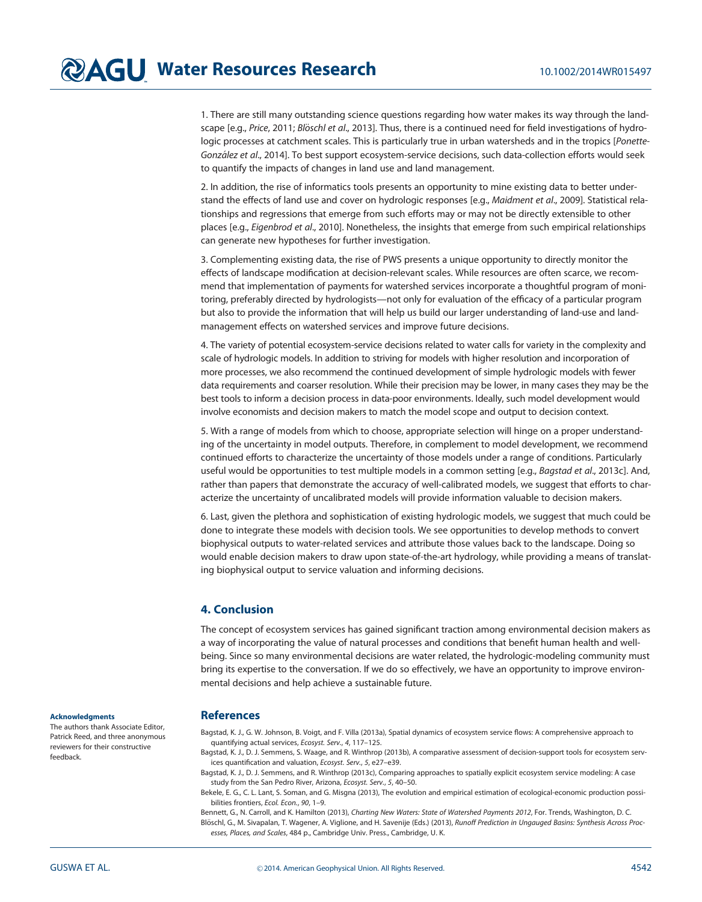1. There are still many outstanding science questions regarding how water makes its way through the landscape [e.g., *Price*, 2011; *Blöschl et al*., 2013]. Thus, there is a continued need for field investigations of hydrologic processes at catchment scales. This is particularly true in urban watersheds and in the tropics [*Ponette-González et al*., 2014]. To best support ecosystem-service decisions, such data-collection efforts would seek to quantify the impacts of changes in land use and land management.

2. In addition, the rise of informatics tools presents an opportunity to mine existing data to better understand the effects of land use and cover on hydrologic responses [e.g., *Maidment et al*., 2009]. Statistical relationships and regressions that emerge from such efforts may or may not be directly extensible to other places [e.g., *Eigenbrod et al*., 2010]. Nonetheless, the insights that emerge from such empirical relationships can generate new hypotheses for further investigation.

3. Complementing existing data, the rise of PWS presents a unique opportunity to directly monitor the effects of landscape modification at decision-relevant scales. While resources are often scarce, we recommend that implementation of payments for watershed services incorporate a thoughtful program of monitoring, preferably directed by hydrologists—not only for evaluation of the efficacy of a particular program but also to provide the information that will help us build our larger understanding of land-use and land-management effects on watershed services and improve future decisions.

4. The variety of potential ecosystem-service decisions related to water calls for variety in the complexity and scale of hydrologic models. In addition to striving for models with higher resolution and incorporation of more processes, we also recommend the continued development of simple hydrologic models with fewer data requirements and coarser resolution. While their precision may be lower, in many cases they may be the best tools to inform a decision process in data-poor environments. Ideally, such model development would involve economists and decision makers to match the model scope and output to decision context.

5. With a range of models from which to choose, appropriate selection will hinge on a proper understanding of the uncertainty in model outputs. Therefore, in complement to model development, we recommend continued efforts to characterize the uncertainty of those models under a range of conditions. Particularly useful would be opportunities to test multiple models in a common setting [e.g., *Bagstad et al*., 2013c]. And, rather than papers that demonstrate the accuracy of well-calibrated models, we suggest that efforts to characterize the uncertainty of uncalibrated models will provide information valuable to decision makers.

6. Last, given the plethora and sophistication of existing hydrologic models, we suggest that much could be done to integrate these models with decision tools. We see opportunities to develop methods to convert biophysical outputs to water-related services and attribute those values back to the landscape. Doing so would enable decision makers to draw upon state-of-the-art hydrology, while providing a means of translating biophysical output to service valuation and informing decisions.

## 4. Conclusion

The concept of ecosystem services has gained significant traction among environmental decision makers as a way of incorporating the value of natural processes and conditions that benefit human health and well-being. Since so many environmental decisions are water related, the hydrologic-modeling community must bring its expertise to the conversation. If we do so effectively, we have an opportunity to improve environmental decisions and help achieve a sustainable future.

**Acknowledgments**

The authors thank Associate Editor, Patrick Reed, and three anonymous reviewers for their constructive feedback.

## References

Bagstad, K. J., G. W. Johnson, B. Voigt, and F. Villa (2013a), Spatial dynamics of ecosystem service flows: A comprehensive approach to quantifying actual services, *Ecosyst. Serv.*, *4*, 117–125.

Bagstad, K. J., D. J. Semmens, S. Waage, and R. Winthrop (2013b), A comparative assessment of decision-support tools for ecosystem services quantification and valuation, *Ecosyst. Serv.*, *5*, e27–e39.

Bagstad, K. J., D. J. Semmens, and R. Winthrop (2013c), Comparing approaches to spatially explicit ecosystem service modeling: A case study from the San Pedro River, Arizona, *Ecosyst. Serv.*, *5*, 40–50.

Bekele, E. G., C. L. Lant, S. Soman, and G. Misgna (2013), The evolution and empirical estimation of ecological-economic production possibilities frontiers, *Ecol. Econ.*, *90*, 1–9.

Bennett, G., N. Carroll, and K. Hamilton (2013), *Charting New Waters: State of Watershed Payments 2012*, For. Trends, Washington, D. C.

Blöschl, G., M. Sivapalan, T. Wagener, A. Viglione, and H. Savenije (Eds.) (2013), *Runoff Prediction in Ungauged Basins: Synthesis Across Processes, Places, and Scales*, 484 p., Cambridge Univ. Press., Cambridge, U. K.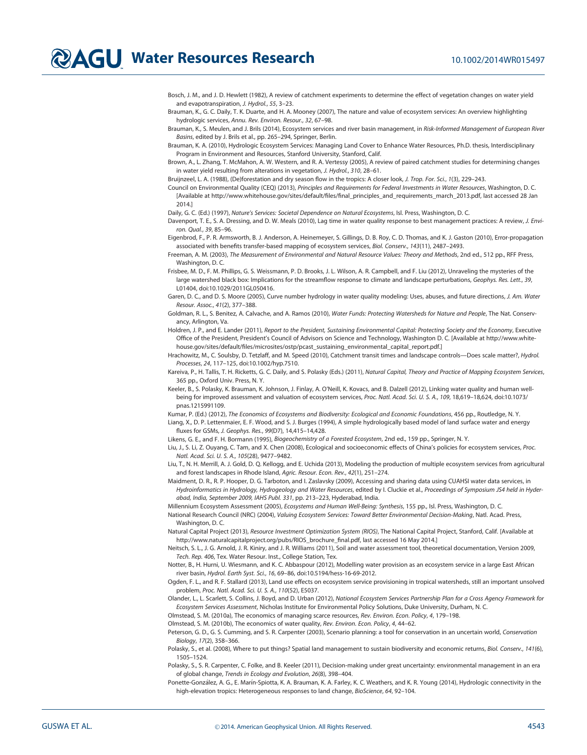Bosch, J. M., and J. D. Hewlett (1982), A review of catchment experiments to determine the effect of vegetation changes on water yield and evapotranspiration, *J. Hydrol.*, *55*, 3–23.

Brauman, K., G. C. Daily, T. K. Duarte, and H. A. Mooney (2007), The nature and value of ecosystem services: An overview highlighting hydrologic services, *Annu. Rev. Environ. Resour.*, *32*, 67–98.

Brauman, K., S. Meulen, and J. Brils (2014), Ecosystem services and river basin management, in *Risk-Informed Management of European River Basins*, edited by J. Brils et al., pp. 265–294, Springer, Berlin.

Brauman, K. A. (2010), Hydrologic Ecosystem Services: Managing Land Cover to Enhance Water Resources, Ph.D. thesis, Interdisciplinary Program in Environment and Resources, Stanford University, Stanford, Calif.

Brown, A., L. Zhang, T. McMahon, A. W. Western, and R. A. Vertessy (2005), A review of paired catchment studies for determining changes in water yield resulting from alterations in vegetation, *J. Hydrol.*, *310*, 28–61.

Bruijnzeel, L. A. (1988), (De)forestation and dry season flow in the tropics: A closer look, *J. Trop. For. Sci.*, *1*(3), 229–243.

Council on Environmental Quality (CEQ) (2013), *Principles and Requirements for Federal Investments in Water Resources*, Washington, D. C. [Available at http://www.whitehouse.gov/sites/default/files/final_principles_and_requirements_march_2013.pdf, last accessed 28 Jan 2014.]

Daily, G. C. (Ed.) (1997), *Nature's Services: Societal Dependence on Natural Ecosystems*, Isl. Press, Washington, D. C.

Davenport, T. E., S. A. Dressing, and D. W. Meals (2010), Lag time in water quality response to best management practices: A review, *J. Environ. Qual.*, *39*, 85–96.

Eigenbrod, F., P. R. Armsworth, B. J. Anderson, A. Heinemeyer, S. Gillings, D. B. Roy, C. D. Thomas, and K. J. Gaston (2010), Error-propagation associated with benefits transfer-based mapping of ecosystem services, *Biol. Conserv.*, *143*(11), 2487–2493.

Freeman, A. M. (2003), *The Measurement of Environmental and Natural Resource Values: Theory and Methods*, 2nd ed., 512 pp., RFF Press, Washington, D. C.

Frisbee, M. D., F. M. Phillips, G. S. Weissmann, P. D. Brooks, J. L. Wilson, A. R. Campbell, and F. Liu (2012), Unraveling the mysteries of the large watershed black box: Implications for the streamflow response to climate and landscape perturbations, *Geophys. Res. Lett.*, *39*, L01404, doi:10.1029/2011GL050416.

Garen, D. C., and D. S. Moore (2005), Curve number hydrology in water quality modeling: Uses, abuses, and future directions, *J. Am. Water Resour. Assoc.*, *41*(2), 377–388.

Goldman, R. L., S. Benitez, A. Calvache, and A. Ramos (2010), *Water Funds: Protecting Watersheds for Nature and People*, The Nat. Conservancy, Arlington, Va.

Holdren, J. P., and E. Lander (2011), *Report to the President, Sustaining Environmental Capital: Protecting Society and the Economy*, Executive Office of the President, President's Council of Advisors on Science and Technology, Washington D. C. [Available at http://www.whitehouse.gov/sites/default/files/microsites/ostp/pcast_sustaining_environmental_capital_report.pdf.]

Hrachowitz, M., C. Soulsby, D. Tetzlaff, and M. Speed (2010), Catchment transit times and landscape controls—Does scale matter?, *Hydrol. Processes*, *24*, 117–125, doi:10.1002/hyp.7510.

Kareiva, P., H. Tallis, T. H. Ricketts, G. C. Daily, and S. Polasky (Eds.) (2011), *Natural Capital, Theory and Practice of Mapping Ecosystem Services*, 365 pp., Oxford Univ. Press, N. Y.

Keeler, B., S. Polasky, K. Brauman, K. Johnson, J. Finlay, A. O'Neill, K. Kovacs, and B. Dalzell (2012), Linking water quality and human well-being for improved assessment and valuation of ecosystem services, *Proc. Natl. Acad. Sci. U. S. A.*, *109*, 18,619–18,624, doi:10.1073/pnas.1215991109.

Kumar, P. (Ed.) (2012), *The Economics of Ecosystems and Biodiversity: Ecological and Economic Foundations*, 456 pp., Routledge, N. Y.

Liang, X., D. P. Lettenmaier, E. F. Wood, and S. J. Burges (1994), A simple hydrologically based model of land surface water and energy fluxes for GSMs, *J. Geophys. Res.*, *99*(D7), 14,415–14,428.

Likens, G. E., and F. H. Bormann (1995), *Biogeochemistry of a Forested Ecosystem*, 2nd ed., 159 pp., Springer, N. Y.

Liu, J., S. Li, Z. Ouyang, C. Tam, and X. Chen (2008), Ecological and socioeconomic effects of China's policies for ecosystem services, *Proc. Natl. Acad. Sci. U. S. A.*, *105*(28), 9477–9482.

Liu, T., N. H. Merrill, A. J. Gold, D. Q. Kellogg, and E. Uchida (2013), Modeling the production of multiple ecosystem services from agricultural and forest landscapes in Rhode Island, *Agric. Resour. Econ. Rev.*, *42*(1), 251–274.

Maidment, D. R., R. P. Hooper, D. G. Tarboton, and I. Zaslavsky (2009), Accessing and sharing data using CUAHSI water data services, in *Hydroinformatics in Hydrology, Hydrogeology and Water Resources*, edited by I. Cluckie et al., *Proceedings of Symposium JS4 held in Hyderabad, India, September 2009, IAHS Publ. 331*, pp. 213–223, Hyderabad, India.

Millennium Ecosystem Assessment (2005), *Ecosystems and Human Well-Being: Synthesis*, 155 pp., Isl. Press, Washington, D. C.

National Research Council (NRC) (2004), *Valuing Ecosystem Services: Toward Better Environmental Decision-Making*, Natl. Acad. Press, Washington, D. C.

Natural Capital Project (2013), *Resource Investment Optimization System (RIOS)*, The National Capital Project, Stanford, Calif. [Available at http://www.naturalcapitalproject.org/pubs/RIOS_brochure_final.pdf, last accessed 16 May 2014.]

Neitsch, S. L., J. G. Arnold, J. R. Kiniry, and J. R. Williams (2011), Soil and water assessment tool, theoretical documentation, Version 2009, *Tech. Rep. 406*, Tex. Water Resour. Inst., College Station, Tex.

Notter, B., H. Hurni, U. Wiesmann, and K. C. Abbaspour (2012), Modelling water provision as an ecosystem service in a large East African river basin, *Hydrol. Earth Syst. Sci.*, *16*, 69–86, doi:10.5194/hess-16-69-2012.

Ogden, F. L., and R. F. Stallard (2013), Land use effects on ecosystem service provisioning in tropical watersheds, still an important unsolved problem, *Proc. Natl. Acad. Sci. U. S. A.*, *110*(52), E5037.

Olander, L., L. Scarlett, S. Collins, J. Boyd, and D. Urban (2012), *National Ecosystem Services Partnership Plan for a Cross Agency Framework for Ecosystem Services Assessment*, Nicholas Institute for Environmental Policy Solutions, Duke University, Durham, N. C.

Olmstead, S. M. (2010a), The economics of managing scarce resources, *Rev. Environ. Econ. Policy*, *4*, 179–198.

Olmstead, S. M. (2010b), The economics of water quality, *Rev. Environ. Econ. Policy*, *4*, 44–62.

Peterson, G. D., G. S. Cumming, and S. R. Carpenter (2003), Scenario planning: a tool for conservation in an uncertain world, *Conservation Biology*, *17*(2), 358–366.

Polasky, S., et al. (2008), Where to put things? Spatial land management to sustain biodiversity and economic returns, *Biol. Conserv.*, *141*(6), 1505–1524.

Polasky, S., S. R. Carpenter, C. Folke, and B. Keeler (2011), Decision-making under great uncertainty: environmental management in an era of global change, *Trends in Ecology and Evolution*, *26*(8), 398–404.

Ponette-González, A. G., E. Marín-Spiotta, K. A. Brauman, K. A. Farley, K. C. Weathers, and K. R. Young (2014), Hydrologic connectivity in the high-elevation tropics: Heterogeneous responses to land change, *BioScience*, *64*, 92–104.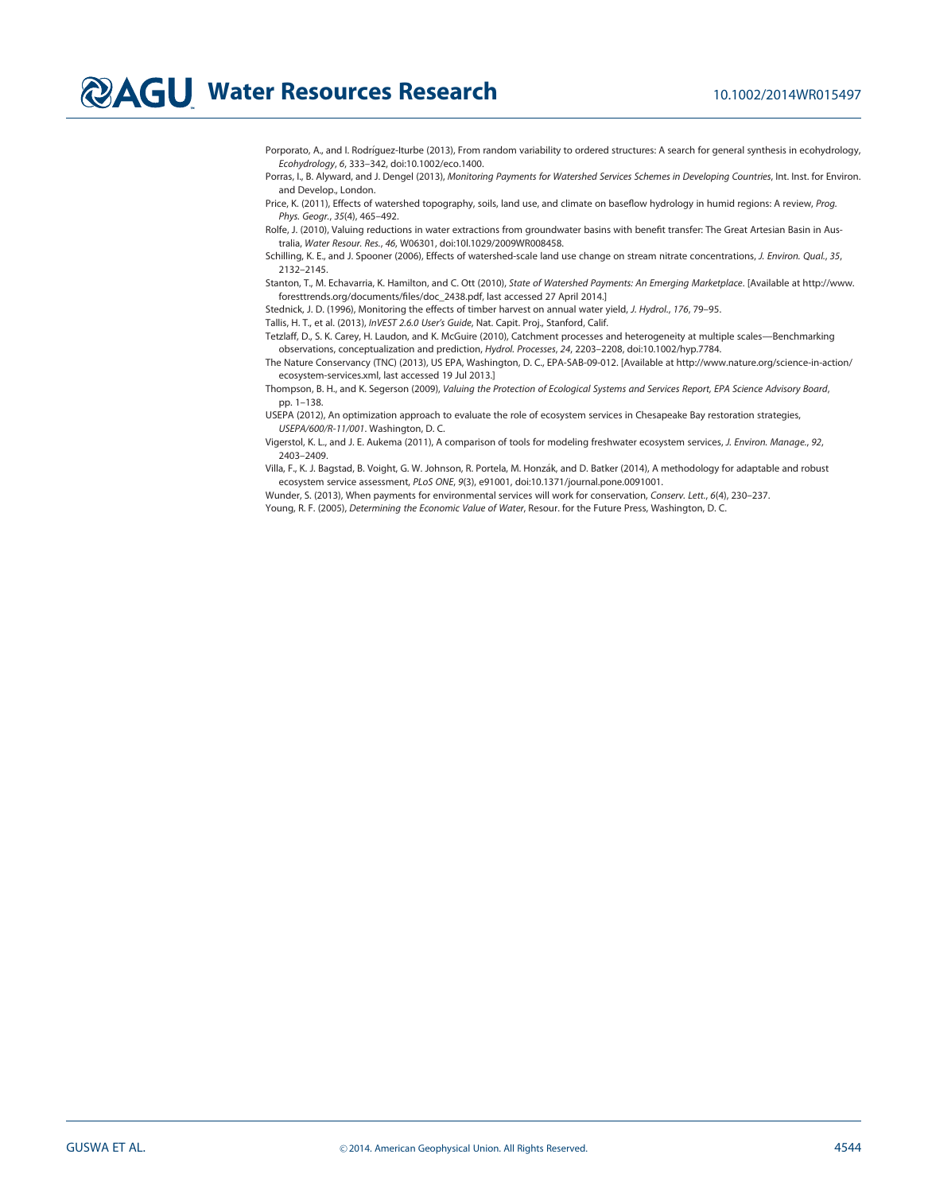Porporato, A., and I. Rodríguez-Iturbe (2013), From random variability to ordered structures: A search for general synthesis in ecohydrology, *Ecohydrology*, *6*, 333–342, doi:10.1002/eco.1400.

Porras, I., B. Alyward, and J. Dengel (2013), *Monitoring Payments for Watershed Services Schemes in Developing Countries*, Int. Inst. for Environ. and Develop., London.

Price, K. (2011), Effects of watershed topography, soils, land use, and climate on baseflow hydrology in humid regions: A review, *Prog. Phys. Geogr.*, *35*(4), 465–492.

Rolfe, J. (2010), Valuing reductions in water extractions from groundwater basins with benefit transfer: The Great Artesian Basin in Australia, *Water Resour. Res.*, *46*, W06301, doi:10l.1029/2009WR008458.

Schilling, K. E., and J. Spooner (2006), Effects of watershed-scale land use change on stream nitrate concentrations, *J. Environ. Qual.*, *35*, 2132–2145.

Stanton, T., M. Echavarria, K. Hamilton, and C. Ott (2010), *State of Watershed Payments: An Emerging Marketplace*. [Available at http://www.foresttrends.org/documents/files/doc_2438.pdf, last accessed 27 April 2014.]

Stednick, J. D. (1996), Monitoring the effects of timber harvest on annual water yield, *J. Hydrol.*, *176*, 79–95.

Tallis, H. T., et al. (2013), *InVEST 2.6.0 User's Guide*, Nat. Capit. Proj., Stanford, Calif.

Tetzlaff, D., S. K. Carey, H. Laudon, and K. McGuire (2010), Catchment processes and heterogeneity at multiple scales—Benchmarking observations, conceptualization and prediction, *Hydrol. Processes*, *24*, 2203–2208, doi:10.1002/hyp.7784.

The Nature Conservancy (TNC) (2013), US EPA, Washington, D. C., EPA-SAB-09-012. [Available at http://www.nature.org/science-in-action/ecosystem-services.xml, last accessed 19 Jul 2013.]

Thompson, B. H., and K. Segerson (2009), *Valuing the Protection of Ecological Systems and Services Report, EPA Science Advisory Board*, pp. 1–138.

USEPA (2012), An optimization approach to evaluate the role of ecosystem services in Chesapeake Bay restoration strategies, *USEPA/600/R-11/001*. Washington, D. C.

Vigerstol, K. L., and J. E. Aukema (2011), A comparison of tools for modeling freshwater ecosystem services, *J. Environ. Manage.*, *92*, 2403–2409.

Villa, F., K. J. Bagstad, B. Voight, G. W. Johnson, R. Portela, M. Honzák, and D. Batker (2014), A methodology for adaptable and robust ecosystem service assessment, *PLoS ONE*, *9*(3), e91001, doi:10.1371/journal.pone.0091001.

Wunder, S. (2013), When payments for environmental services will work for conservation, *Conserv. Lett.*, *6*(4), 230–237.

Young, R. F. (2005), *Determining the Economic Value of Water*, Resour. for the Future Press, Washington, D. C.